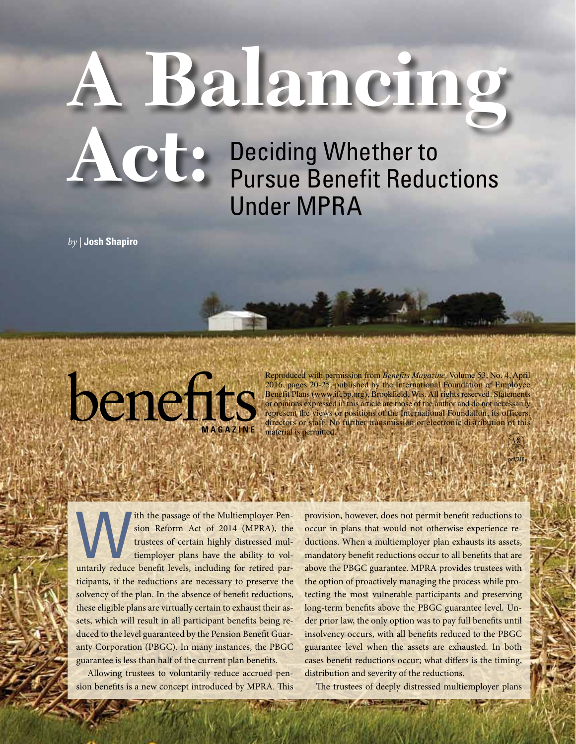# A Balancing Act: Deciding Whether to Pursue Benefit Reductions Under MPRA

*by* | **Josh Shapiro**

benefits MAGAZINE

Reproduced with permission from *Benefits Magazine*, Volume 53, No. 4, April 2016, pages 20-25, published by the International Foundation of Employee Benefit Plans (www.ifebp.org), Brookfield, Wis. All rights reserved. Statements or opinions expressed in this article are those of the author and do not necessarily represent the views or positions of the International Foundation, its officers, directors or staff. No further transmission or electronic distribution of this material is permitted.

pdf/316

With the passage of the Multiemployer Pension Reform Act of 2014 (MPRA), the trustees of certain highly distressed multiemployer plans have the ability to voluntarily reduce benefit levels, including for retired participants, if the reductions are necessary to preserve the solvency of the plan. In the absence of benefit reductions, these eligible plans are virtually certain to exhaust their assets, which will result in all participant benefits being reduced to the level guaranteed by the Pension Benefit Guaranty Corporation (PBGC). In many instances, the PBGC guarantee is less than half of the current plan benefits.

Allowing trustees to voluntarily reduce accrued pension benefits is a new concept introduced by MPRA. This provision, however, does not permit benefit reductions to occur in plans that would not otherwise experience reductions. When a multiemployer plan exhausts its assets, mandatory benefit reductions occur to all benefits that are above the PBGC guarantee. MPRA provides trustees with the option of proactively managing the process while protecting the most vulnerable participants and preserving long-term benefits above the PBGC guarantee level. Under prior law, the only option was to pay full benefits until insolvency occurs, with all benefits reduced to the PBGC guarantee level when the assets are exhausted. In both cases benefit reductions occur; what differs is the timing, distribution and severity of the reductions.

The trustees of deeply distressed multiemployer plans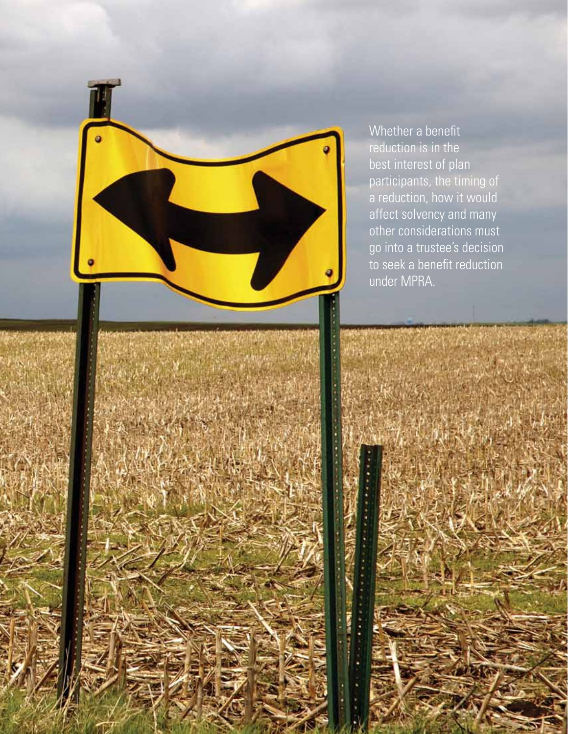Whether a benefit reduction is in the best interest of plan participants, the timing of a reduction, how it would affect solvency and many other considerations must go into a trustee's decision to seek a benefit reduction under MPRA.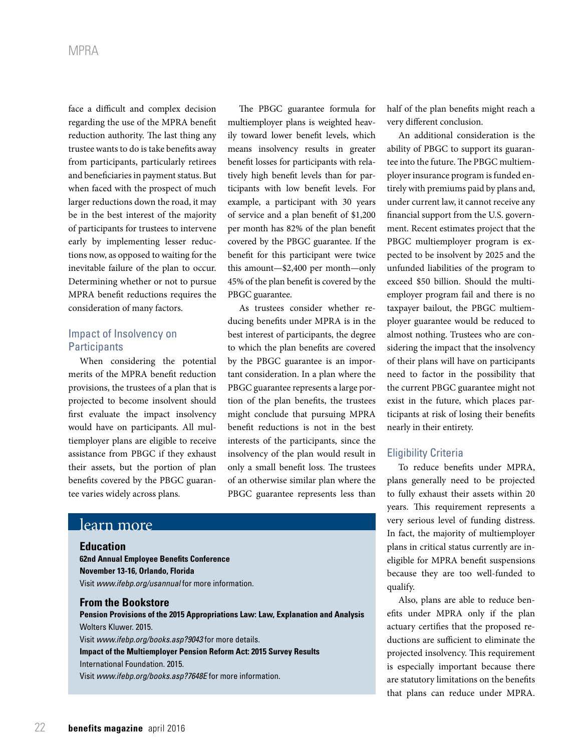face a difficult and complex decision regarding the use of the MPRA benefit reduction authority. The last thing any trustee wants to do is take benefits away from participants, particularly retirees and beneficiaries in payment status. But when faced with the prospect of much larger reductions down the road, it may be in the best interest of the majority of participants for trustees to intervene early by implementing lesser reductions now, as opposed to waiting for the inevitable failure of the plan to occur. Determining whether or not to pursue MPRA benefit reductions requires the consideration of many factors.

### Impact of Insolvency on Participants

When considering the potential merits of the MPRA benefit reduction provisions, the trustees of a plan that is projected to become insolvent should first evaluate the impact insolvency would have on participants. All multiemployer plans are eligible to receive assistance from PBGC if they exhaust their assets, but the portion of plan benefits covered by the PBGC guarantee varies widely across plans.

The PBGC guarantee formula for multiemployer plans is weighted heavily toward lower benefit levels, which means insolvency results in greater benefit losses for participants with relatively high benefit levels than for participants with low benefit levels. For example, a participant with 30 years of service and a plan benefit of $1,200 per month has 82% of the plan benefit covered by the PBGC guarantee. If the benefit for this participant were twice this amount—$2,400 per month—only 45% of the plan benefit is covered by the PBGC guarantee.

As trustees consider whether reducing benefits under MPRA is in the best interest of participants, the degree to which the plan benefits are covered by the PBGC guarantee is an important consideration. In a plan where the PBGC guarantee represents a large portion of the plan benefits, the trustees might conclude that pursuing MPRA benefit reductions is not in the best interests of the participants, since the insolvency of the plan would result in only a small benefit loss. The trustees of an otherwise similar plan where the PBGC guarantee represents less than half of the plan benefits might reach a very different conclusion.

An additional consideration is the ability of PBGC to support its guarantee into the future. The PBGC multiemployer insurance program is funded entirely with premiums paid by plans and, under current law, it cannot receive any financial support from the U.S. government. Recent estimates project that the PBGC multiemployer program is expected to be insolvent by 2025 and the unfunded liabilities of the program to exceed $50 billion. Should the multiemployer program fail and there is no taxpayer bailout, the PBGC multiemployer guarantee would be reduced to almost nothing. Trustees who are considering the impact that the insolvency of their plans will have on participants need to factor in the possibility that the current PBGC guarantee might not exist in the future, which places participants at risk of losing their benefits nearly in their entirety.

### Eligibility Criteria

To reduce benefits under MPRA, plans generally need to be projected to fully exhaust their assets within 20 years. This requirement represents a very serious level of funding distress. In fact, the majority of multiemployer plans in critical status currently are ineligible for MPRA benefit suspensions because they are too well-funded to qualify.

Also, plans are able to reduce benefits under MPRA only if the plan actuary certifies that the proposed reductions are sufficient to eliminate the projected insolvency. This requirement is especially important because there are statutory limitations on the benefits that plans can reduce under MPRA.

## learn more

**Education**

**62nd Annual Employee Benefits Conference**
**November 13-16, Orlando, Florida**
Visit *www.ifebp.org/usannual* for more information.

**From the Bookstore**

**Pension Provisions of the 2015 Appropriations Law: Law, Explanation and Analysis**
Wolters Kluwer. 2015.
Visit *www.ifebp.org/books.asp?9043* for more details.

**Impact of the Multiemployer Pension Reform Act: 2015 Survey Results**
International Foundation. 2015.
Visit *www.ifebp.org/books.asp?7648E* for more information.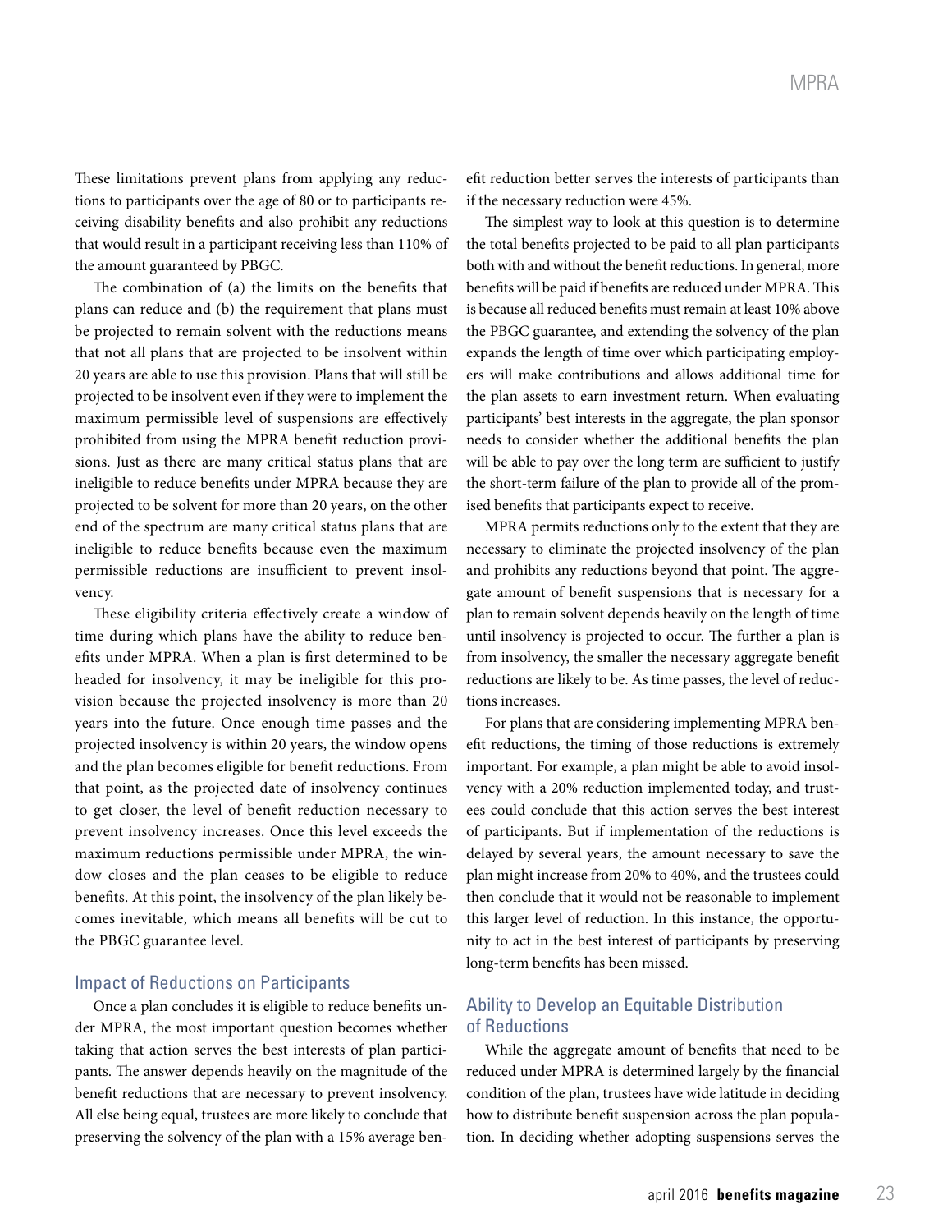These limitations prevent plans from applying any reductions to participants over the age of 80 or to participants receiving disability benefits and also prohibit any reductions that would result in a participant receiving less than 110% of the amount guaranteed by PBGC.

The combination of (a) the limits on the benefits that plans can reduce and (b) the requirement that plans must be projected to remain solvent with the reductions means that not all plans that are projected to be insolvent within 20 years are able to use this provision. Plans that will still be projected to be insolvent even if they were to implement the maximum permissible level of suspensions are effectively prohibited from using the MPRA benefit reduction provisions. Just as there are many critical status plans that are ineligible to reduce benefits under MPRA because they are projected to be solvent for more than 20 years, on the other end of the spectrum are many critical status plans that are ineligible to reduce benefits because even the maximum permissible reductions are insufficient to prevent insolvency.

These eligibility criteria effectively create a window of time during which plans have the ability to reduce benefits under MPRA. When a plan is first determined to be headed for insolvency, it may be ineligible for this provision because the projected insolvency is more than 20 years into the future. Once enough time passes and the projected insolvency is within 20 years, the window opens and the plan becomes eligible for benefit reductions. From that point, as the projected date of insolvency continues to get closer, the level of benefit reduction necessary to prevent insolvency increases. Once this level exceeds the maximum reductions permissible under MPRA, the window closes and the plan ceases to be eligible to reduce benefits. At this point, the insolvency of the plan likely becomes inevitable, which means all benefits will be cut to the PBGC guarantee level.

## Impact of Reductions on Participants

Once a plan concludes it is eligible to reduce benefits under MPRA, the most important question becomes whether taking that action serves the best interests of plan participants. The answer depends heavily on the magnitude of the benefit reductions that are necessary to prevent insolvency. All else being equal, trustees are more likely to conclude that preserving the solvency of the plan with a 15% average benefit reduction better serves the interests of participants than if the necessary reduction were 45%.

The simplest way to look at this question is to determine the total benefits projected to be paid to all plan participants both with and without the benefit reductions. In general, more benefits will be paid if benefits are reduced under MPRA. This is because all reduced benefits must remain at least 10% above the PBGC guarantee, and extending the solvency of the plan expands the length of time over which participating employers will make contributions and allows additional time for the plan assets to earn investment return. When evaluating participants' best interests in the aggregate, the plan sponsor needs to consider whether the additional benefits the plan will be able to pay over the long term are sufficient to justify the short-term failure of the plan to provide all of the promised benefits that participants expect to receive.

MPRA permits reductions only to the extent that they are necessary to eliminate the projected insolvency of the plan and prohibits any reductions beyond that point. The aggregate amount of benefit suspensions that is necessary for a plan to remain solvent depends heavily on the length of time until insolvency is projected to occur. The further a plan is from insolvency, the smaller the necessary aggregate benefit reductions are likely to be. As time passes, the level of reductions increases.

For plans that are considering implementing MPRA benefit reductions, the timing of those reductions is extremely important. For example, a plan might be able to avoid insolvency with a 20% reduction implemented today, and trustees could conclude that this action serves the best interest of participants. But if implementation of the reductions is delayed by several years, the amount necessary to save the plan might increase from 20% to 40%, and the trustees could then conclude that it would not be reasonable to implement this larger level of reduction. In this instance, the opportunity to act in the best interest of participants by preserving long-term benefits has been missed.

## Ability to Develop an Equitable Distribution of Reductions

While the aggregate amount of benefits that need to be reduced under MPRA is determined largely by the financial condition of the plan, trustees have wide latitude in deciding how to distribute benefit suspension across the plan population. In deciding whether adopting suspensions serves the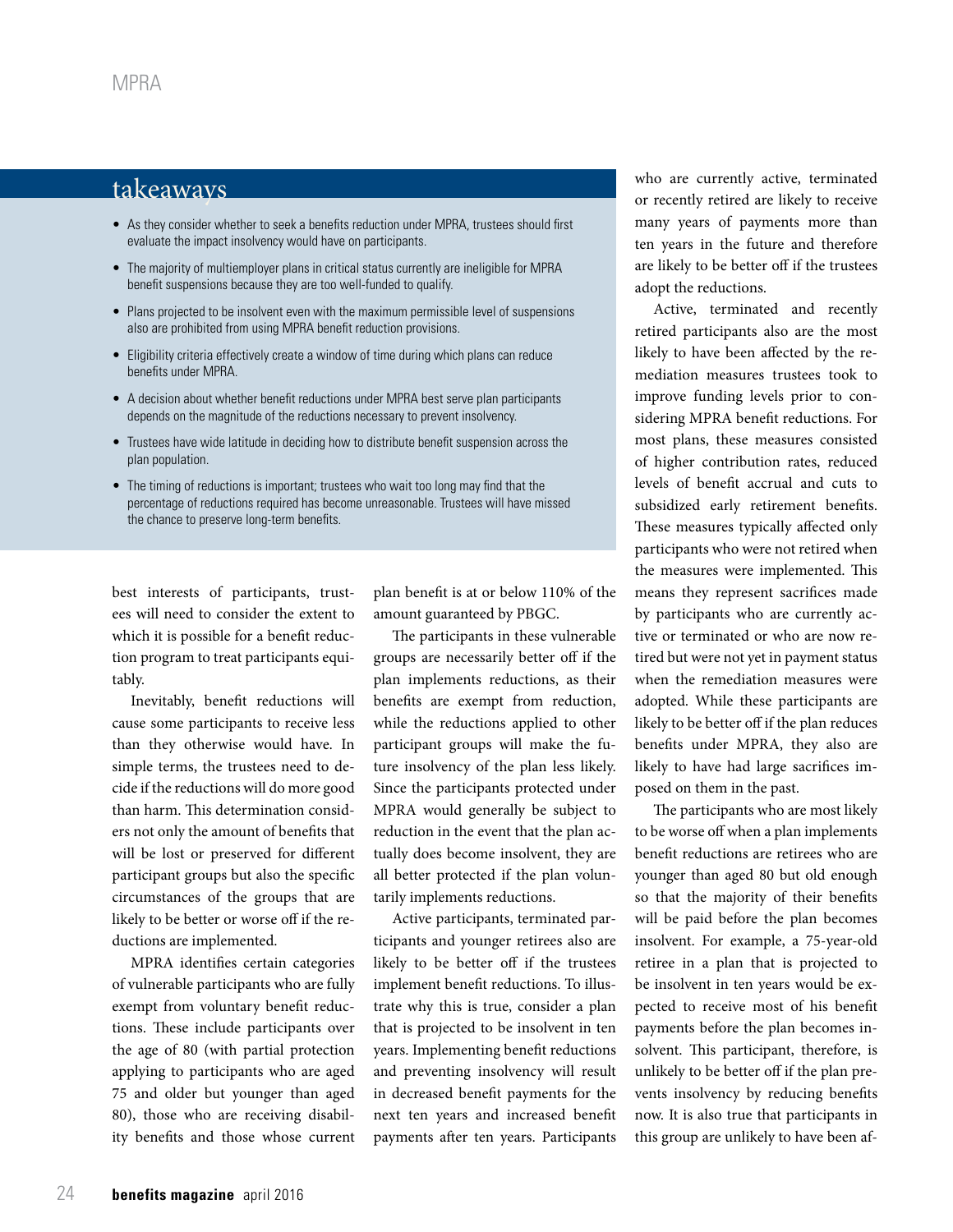## takeaways

- As they consider whether to seek a benefits reduction under MPRA, trustees should first evaluate the impact insolvency would have on participants.
- The majority of multiemployer plans in critical status currently are ineligible for MPRA benefit suspensions because they are too well-funded to qualify.
- Plans projected to be insolvent even with the maximum permissible level of suspensions also are prohibited from using MPRA benefit reduction provisions.
- Eligibility criteria effectively create a window of time during which plans can reduce benefits under MPRA.
- A decision about whether benefit reductions under MPRA best serve plan participants depends on the magnitude of the reductions necessary to prevent insolvency.
- Trustees have wide latitude in deciding how to distribute benefit suspension across the plan population.
- The timing of reductions is important; trustees who wait too long may find that the percentage of reductions required has become unreasonable. Trustees will have missed the chance to preserve long-term benefits.

best interests of participants, trustees will need to consider the extent to which it is possible for a benefit reduction program to treat participants equitably.

Inevitably, benefit reductions will cause some participants to receive less than they otherwise would have. In simple terms, the trustees need to decide if the reductions will do more good than harm. This determination considers not only the amount of benefits that will be lost or preserved for different participant groups but also the specific circumstances of the groups that are likely to be better or worse off if the reductions are implemented.

MPRA identifies certain categories of vulnerable participants who are fully exempt from voluntary benefit reductions. These include participants over the age of 80 (with partial protection applying to participants who are aged 75 and older but younger than aged 80), those who are receiving disability benefits and those whose current plan benefit is at or below 110% of the amount guaranteed by PBGC.

The participants in these vulnerable groups are necessarily better off if the plan implements reductions, as their benefits are exempt from reduction, while the reductions applied to other participant groups will make the future insolvency of the plan less likely. Since the participants protected under MPRA would generally be subject to reduction in the event that the plan actually does become insolvent, they are all better protected if the plan voluntarily implements reductions.

Active participants, terminated participants and younger retirees also are likely to be better off if the trustees implement benefit reductions. To illustrate why this is true, consider a plan that is projected to be insolvent in ten years. Implementing benefit reductions and preventing insolvency will result in decreased benefit payments for the next ten years and increased benefit payments after ten years. Participants who are currently active, terminated or recently retired are likely to receive many years of payments more than ten years in the future and therefore are likely to be better off if the trustees adopt the reductions.

Active, terminated and recently retired participants also are the most likely to have been affected by the remediation measures trustees took to improve funding levels prior to considering MPRA benefit reductions. For most plans, these measures consisted of higher contribution rates, reduced levels of benefit accrual and cuts to subsidized early retirement benefits. These measures typically affected only participants who were not retired when the measures were implemented. This means they represent sacrifices made by participants who are currently active or terminated or who are now retired but were not yet in payment status when the remediation measures were adopted. While these participants are likely to be better off if the plan reduces benefits under MPRA, they also are likely to have had large sacrifices imposed on them in the past.

The participants who are most likely to be worse off when a plan implements benefit reductions are retirees who are younger than aged 80 but old enough so that the majority of their benefits will be paid before the plan becomes insolvent. For example, a 75-year-old retiree in a plan that is projected to be insolvent in ten years would be expected to receive most of his benefit payments before the plan becomes insolvent. This participant, therefore, is unlikely to be better off if the plan prevents insolvency by reducing benefits now. It is also true that participants in this group are unlikely to have been af-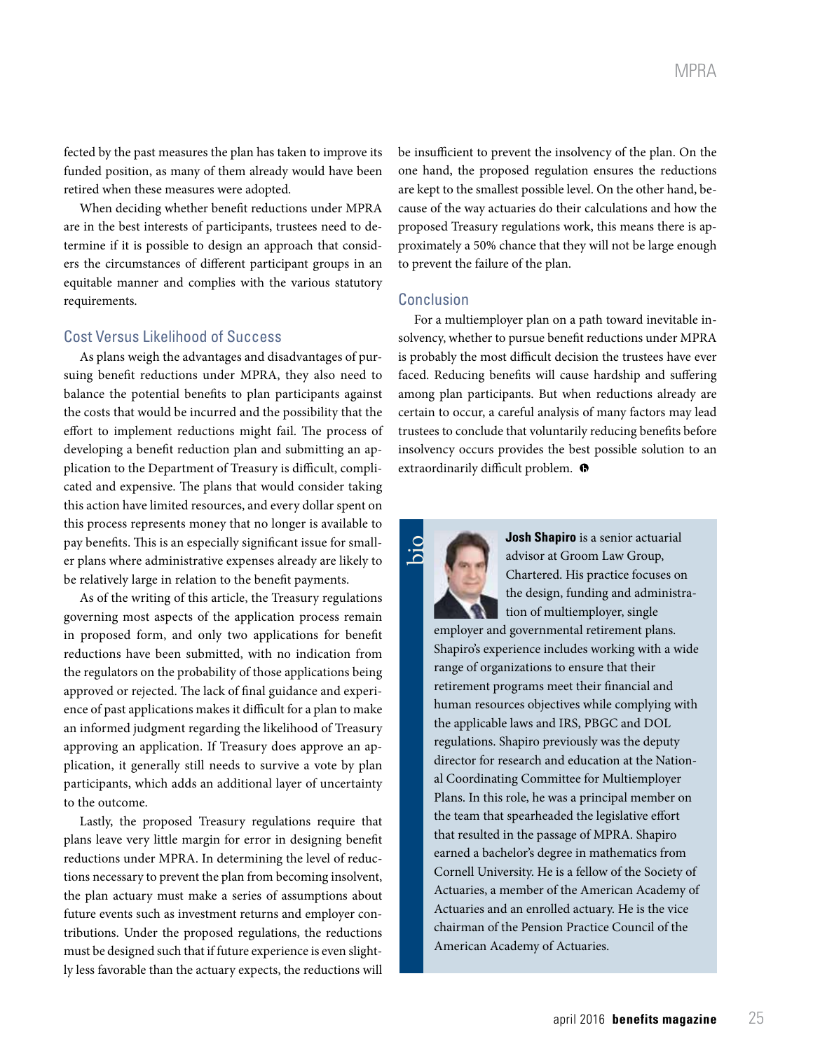fected by the past measures the plan has taken to improve its funded position, as many of them already would have been retired when these measures were adopted.

When deciding whether benefit reductions under MPRA are in the best interests of participants, trustees need to determine if it is possible to design an approach that considers the circumstances of different participant groups in an equitable manner and complies with the various statutory requirements.

## Cost Versus Likelihood of Success

As plans weigh the advantages and disadvantages of pursuing benefit reductions under MPRA, they also need to balance the potential benefits to plan participants against the costs that would be incurred and the possibility that the effort to implement reductions might fail. The process of developing a benefit reduction plan and submitting an application to the Department of Treasury is difficult, complicated and expensive. The plans that would consider taking this action have limited resources, and every dollar spent on this process represents money that no longer is available to pay benefits. This is an especially significant issue for smaller plans where administrative expenses already are likely to be relatively large in relation to the benefit payments.

As of the writing of this article, the Treasury regulations governing most aspects of the application process remain in proposed form, and only two applications for benefit reductions have been submitted, with no indication from the regulators on the probability of those applications being approved or rejected. The lack of final guidance and experience of past applications makes it difficult for a plan to make an informed judgment regarding the likelihood of Treasury approving an application. If Treasury does approve an application, it generally still needs to survive a vote by plan participants, which adds an additional layer of uncertainty to the outcome.

Lastly, the proposed Treasury regulations require that plans leave very little margin for error in designing benefit reductions under MPRA. In determining the level of reductions necessary to prevent the plan from becoming insolvent, the plan actuary must make a series of assumptions about future events such as investment returns and employer contributions. Under the proposed regulations, the reductions must be designed such that if future experience is even slightly less favorable than the actuary expects, the reductions will be insufficient to prevent the insolvency of the plan. On the one hand, the proposed regulation ensures the reductions are kept to the smallest possible level. On the other hand, because of the way actuaries do their calculations and how the proposed Treasury regulations work, this means there is approximately a 50% chance that they will not be large enough to prevent the failure of the plan.

## Conclusion

For a multiemployer plan on a path toward inevitable insolvency, whether to pursue benefit reductions under MPRA is probably the most difficult decision the trustees have ever faced. Reducing benefits will cause hardship and suffering among plan participants. But when reductions already are certain to occur, a careful analysis of many factors may lead trustees to conclude that voluntarily reducing benefits before insolvency occurs provides the best possible solution to an extraordinarily difficult problem.

bio

**Josh Shapiro** is a senior actuarial advisor at Groom Law Group, Chartered. His practice focuses on the design, funding and administration of multiemployer, single employer and governmental retirement plans. Shapiro's experience includes working with a wide range of organizations to ensure that their retirement programs meet their financial and human resources objectives while complying with the applicable laws and IRS, PBGC and DOL regulations. Shapiro previously was the deputy director for research and education at the National Coordinating Committee for Multiemployer Plans. In this role, he was a principal member on the team that spearheaded the legislative effort that resulted in the passage of MPRA. Shapiro earned a bachelor's degree in mathematics from Cornell University. He is a fellow of the Society of Actuaries, a member of the American Academy of Actuaries and an enrolled actuary. He is the vice chairman of the Pension Practice Council of the American Academy of Actuaries.